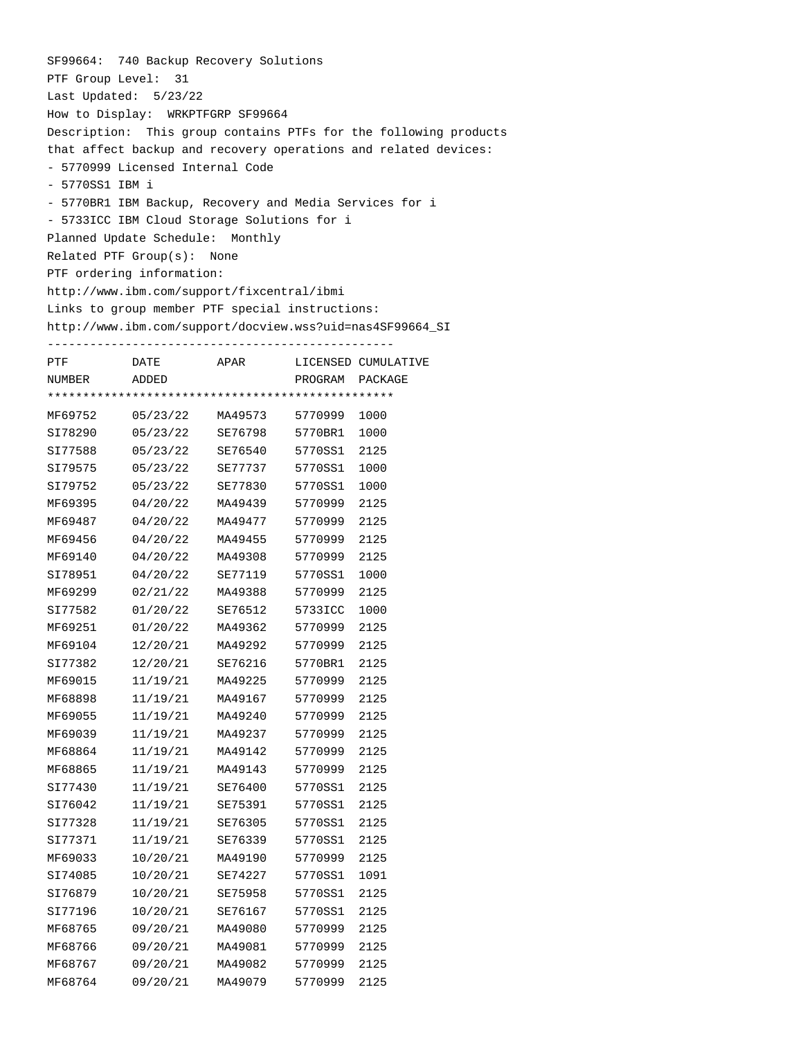SF99664: 740 Backup Recovery Solutions

PTF Group Level: 31

Last Updated: 5/23/22

How to Display: WRKPTFGRP SF99664

Description: This group contains PTFs for the following products that affect backup and recovery operations and related devices:

- 5770999 Licensed Internal Code
- 5770SS1 IBM i
- 5770BR1 IBM Backup, Recovery and Media Services for i
- 5733ICC IBM Cloud Storage Solutions for i

Planned Update Schedule: Monthly

Related PTF Group(s): None

PTF ordering information:

http://www.ibm.com/support/fixcentral/ibmi

Links to group member PTF special instructions:

http://www.ibm.com/support/docview.wss?uid=nas4SF99664_SI

| PTF NUMBER | DATE ADDED | APAR | LICENSED PROGRAM | CUMULATIVE PACKAGE |
|---|---|---|---|---|
| MF69752 | 05/23/22 | MA49573 | 5770999 | 1000 |
| SI78290 | 05/23/22 | SE76798 | 5770BR1 | 1000 |
| SI77588 | 05/23/22 | SE76540 | 5770SS1 | 2125 |
| SI79575 | 05/23/22 | SE77737 | 5770SS1 | 1000 |
| SI79752 | 05/23/22 | SE77830 | 5770SS1 | 1000 |
| MF69395 | 04/20/22 | MA49439 | 5770999 | 2125 |
| MF69487 | 04/20/22 | MA49477 | 5770999 | 2125 |
| MF69456 | 04/20/22 | MA49455 | 5770999 | 2125 |
| MF69140 | 04/20/22 | MA49308 | 5770999 | 2125 |
| SI78951 | 04/20/22 | SE77119 | 5770SS1 | 1000 |
| MF69299 | 02/21/22 | MA49388 | 5770999 | 2125 |
| SI77582 | 01/20/22 | SE76512 | 5733ICC | 1000 |
| MF69251 | 01/20/22 | MA49362 | 5770999 | 2125 |
| MF69104 | 12/20/21 | MA49292 | 5770999 | 2125 |
| SI77382 | 12/20/21 | SE76216 | 5770BR1 | 2125 |
| MF69015 | 11/19/21 | MA49225 | 5770999 | 2125 |
| MF68898 | 11/19/21 | MA49167 | 5770999 | 2125 |
| MF69055 | 11/19/21 | MA49240 | 5770999 | 2125 |
| MF69039 | 11/19/21 | MA49237 | 5770999 | 2125 |
| MF68864 | 11/19/21 | MA49142 | 5770999 | 2125 |
| MF68865 | 11/19/21 | MA49143 | 5770999 | 2125 |
| SI77430 | 11/19/21 | SE76400 | 5770SS1 | 2125 |
| SI76042 | 11/19/21 | SE75391 | 5770SS1 | 2125 |
| SI77328 | 11/19/21 | SE76305 | 5770SS1 | 2125 |
| SI77371 | 11/19/21 | SE76339 | 5770SS1 | 2125 |
| MF69033 | 10/20/21 | MA49190 | 5770999 | 2125 |
| SI74085 | 10/20/21 | SE74227 | 5770SS1 | 1091 |
| SI76879 | 10/20/21 | SE75958 | 5770SS1 | 2125 |
| SI77196 | 10/20/21 | SE76167 | 5770SS1 | 2125 |
| MF68765 | 09/20/21 | MA49080 | 5770999 | 2125 |
| MF68766 | 09/20/21 | MA49081 | 5770999 | 2125 |
| MF68767 | 09/20/21 | MA49082 | 5770999 | 2125 |
| MF68764 | 09/20/21 | MA49079 | 5770999 | 2125 |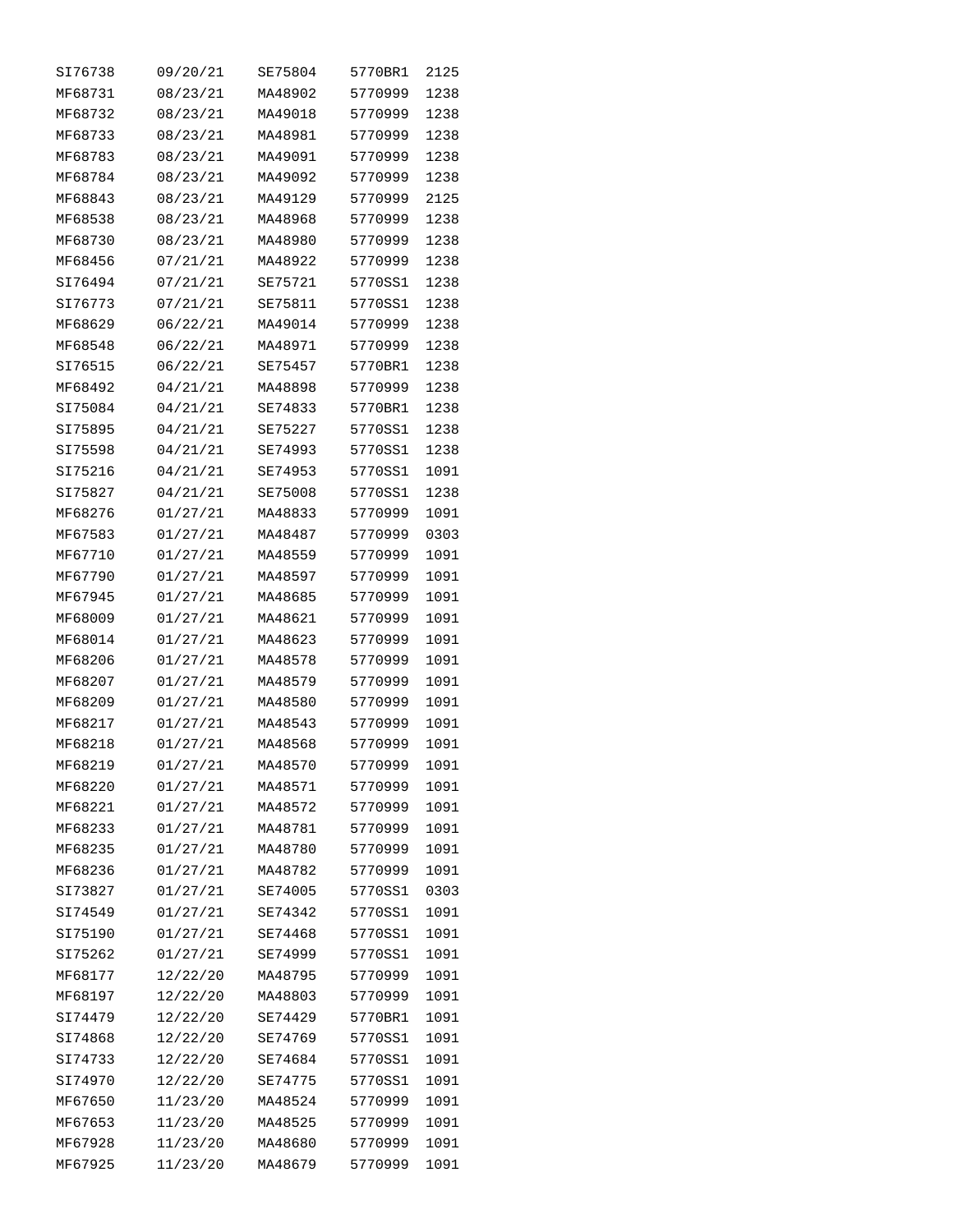| | | | | |
|---|---|---|---|---|
| SI76738 | 09/20/21 | SE75804 | 5770BR1 | 2125 |
| MF68731 | 08/23/21 | MA48902 | 5770999 | 1238 |
| MF68732 | 08/23/21 | MA49018 | 5770999 | 1238 |
| MF68733 | 08/23/21 | MA48981 | 5770999 | 1238 |
| MF68783 | 08/23/21 | MA49091 | 5770999 | 1238 |
| MF68784 | 08/23/21 | MA49092 | 5770999 | 1238 |
| MF68843 | 08/23/21 | MA49129 | 5770999 | 2125 |
| MF68538 | 08/23/21 | MA48968 | 5770999 | 1238 |
| MF68730 | 08/23/21 | MA48980 | 5770999 | 1238 |
| MF68456 | 07/21/21 | MA48922 | 5770999 | 1238 |
| SI76494 | 07/21/21 | SE75721 | 5770SS1 | 1238 |
| SI76773 | 07/21/21 | SE75811 | 5770SS1 | 1238 |
| MF68629 | 06/22/21 | MA49014 | 5770999 | 1238 |
| MF68548 | 06/22/21 | MA48971 | 5770999 | 1238 |
| SI76515 | 06/22/21 | SE75457 | 5770BR1 | 1238 |
| MF68492 | 04/21/21 | MA48898 | 5770999 | 1238 |
| SI75084 | 04/21/21 | SE74833 | 5770BR1 | 1238 |
| SI75895 | 04/21/21 | SE75227 | 5770SS1 | 1238 |
| SI75598 | 04/21/21 | SE74993 | 5770SS1 | 1238 |
| SI75216 | 04/21/21 | SE74953 | 5770SS1 | 1091 |
| SI75827 | 04/21/21 | SE75008 | 5770SS1 | 1238 |
| MF68276 | 01/27/21 | MA48833 | 5770999 | 1091 |
| MF67583 | 01/27/21 | MA48487 | 5770999 | 0303 |
| MF67710 | 01/27/21 | MA48559 | 5770999 | 1091 |
| MF67790 | 01/27/21 | MA48597 | 5770999 | 1091 |
| MF67945 | 01/27/21 | MA48685 | 5770999 | 1091 |
| MF68009 | 01/27/21 | MA48621 | 5770999 | 1091 |
| MF68014 | 01/27/21 | MA48623 | 5770999 | 1091 |
| MF68206 | 01/27/21 | MA48578 | 5770999 | 1091 |
| MF68207 | 01/27/21 | MA48579 | 5770999 | 1091 |
| MF68209 | 01/27/21 | MA48580 | 5770999 | 1091 |
| MF68217 | 01/27/21 | MA48543 | 5770999 | 1091 |
| MF68218 | 01/27/21 | MA48568 | 5770999 | 1091 |
| MF68219 | 01/27/21 | MA48570 | 5770999 | 1091 |
| MF68220 | 01/27/21 | MA48571 | 5770999 | 1091 |
| MF68221 | 01/27/21 | MA48572 | 5770999 | 1091 |
| MF68233 | 01/27/21 | MA48781 | 5770999 | 1091 |
| MF68235 | 01/27/21 | MA48780 | 5770999 | 1091 |
| MF68236 | 01/27/21 | MA48782 | 5770999 | 1091 |
| SI73827 | 01/27/21 | SE74005 | 5770SS1 | 0303 |
| SI74549 | 01/27/21 | SE74342 | 5770SS1 | 1091 |
| SI75190 | 01/27/21 | SE74468 | 5770SS1 | 1091 |
| SI75262 | 01/27/21 | SE74999 | 5770SS1 | 1091 |
| MF68177 | 12/22/20 | MA48795 | 5770999 | 1091 |
| MF68197 | 12/22/20 | MA48803 | 5770999 | 1091 |
| SI74479 | 12/22/20 | SE74429 | 5770BR1 | 1091 |
| SI74868 | 12/22/20 | SE74769 | 5770SS1 | 1091 |
| SI74733 | 12/22/20 | SE74684 | 5770SS1 | 1091 |
| SI74970 | 12/22/20 | SE74775 | 5770SS1 | 1091 |
| MF67650 | 11/23/20 | MA48524 | 5770999 | 1091 |
| MF67653 | 11/23/20 | MA48525 | 5770999 | 1091 |
| MF67928 | 11/23/20 | MA48680 | 5770999 | 1091 |
| MF67925 | 11/23/20 | MA48679 | 5770999 | 1091 |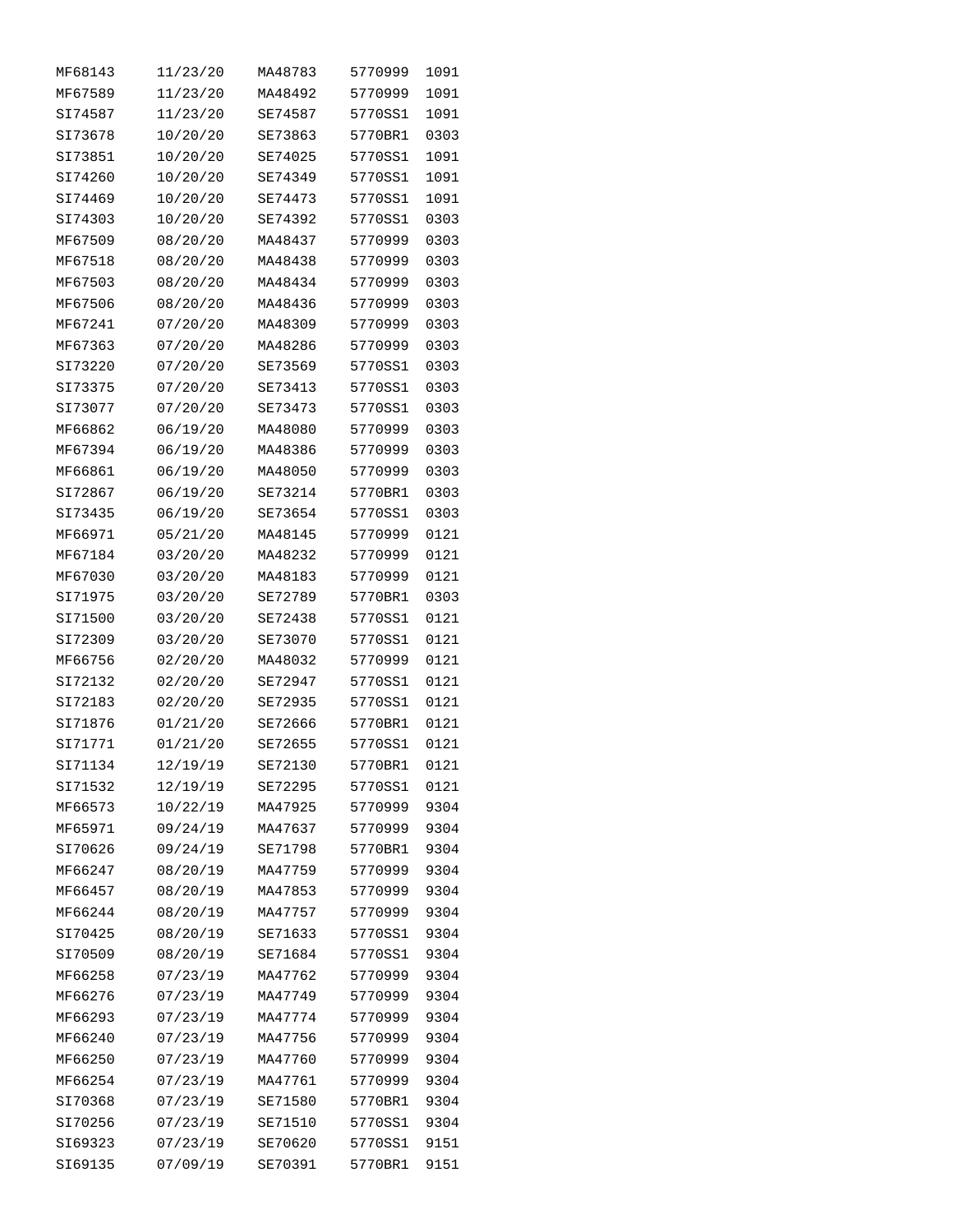| | | | | |
|---|---|---|---|---|
| MF68143 | 11/23/20 | MA48783 | 5770999 | 1091 |
| MF67589 | 11/23/20 | MA48492 | 5770999 | 1091 |
| SI74587 | 11/23/20 | SE74587 | 5770SS1 | 1091 |
| SI73678 | 10/20/20 | SE73863 | 5770BR1 | 0303 |
| SI73851 | 10/20/20 | SE74025 | 5770SS1 | 1091 |
| SI74260 | 10/20/20 | SE74349 | 5770SS1 | 1091 |
| SI74469 | 10/20/20 | SE74473 | 5770SS1 | 1091 |
| SI74303 | 10/20/20 | SE74392 | 5770SS1 | 0303 |
| MF67509 | 08/20/20 | MA48437 | 5770999 | 0303 |
| MF67518 | 08/20/20 | MA48438 | 5770999 | 0303 |
| MF67503 | 08/20/20 | MA48434 | 5770999 | 0303 |
| MF67506 | 08/20/20 | MA48436 | 5770999 | 0303 |
| MF67241 | 07/20/20 | MA48309 | 5770999 | 0303 |
| MF67363 | 07/20/20 | MA48286 | 5770999 | 0303 |
| SI73220 | 07/20/20 | SE73569 | 5770SS1 | 0303 |
| SI73375 | 07/20/20 | SE73413 | 5770SS1 | 0303 |
| SI73077 | 07/20/20 | SE73473 | 5770SS1 | 0303 |
| MF66862 | 06/19/20 | MA48080 | 5770999 | 0303 |
| MF67394 | 06/19/20 | MA48386 | 5770999 | 0303 |
| MF66861 | 06/19/20 | MA48050 | 5770999 | 0303 |
| SI72867 | 06/19/20 | SE73214 | 5770BR1 | 0303 |
| SI73435 | 06/19/20 | SE73654 | 5770SS1 | 0303 |
| MF66971 | 05/21/20 | MA48145 | 5770999 | 0121 |
| MF67184 | 03/20/20 | MA48232 | 5770999 | 0121 |
| MF67030 | 03/20/20 | MA48183 | 5770999 | 0121 |
| SI71975 | 03/20/20 | SE72789 | 5770BR1 | 0303 |
| SI71500 | 03/20/20 | SE72438 | 5770SS1 | 0121 |
| SI72309 | 03/20/20 | SE73070 | 5770SS1 | 0121 |
| MF66756 | 02/20/20 | MA48032 | 5770999 | 0121 |
| SI72132 | 02/20/20 | SE72947 | 5770SS1 | 0121 |
| SI72183 | 02/20/20 | SE72935 | 5770SS1 | 0121 |
| SI71876 | 01/21/20 | SE72666 | 5770BR1 | 0121 |
| SI71771 | 01/21/20 | SE72655 | 5770SS1 | 0121 |
| SI71134 | 12/19/19 | SE72130 | 5770BR1 | 0121 |
| SI71532 | 12/19/19 | SE72295 | 5770SS1 | 0121 |
| MF66573 | 10/22/19 | MA47925 | 5770999 | 9304 |
| MF65971 | 09/24/19 | MA47637 | 5770999 | 9304 |
| SI70626 | 09/24/19 | SE71798 | 5770BR1 | 9304 |
| MF66247 | 08/20/19 | MA47759 | 5770999 | 9304 |
| MF66457 | 08/20/19 | MA47853 | 5770999 | 9304 |
| MF66244 | 08/20/19 | MA47757 | 5770999 | 9304 |
| SI70425 | 08/20/19 | SE71633 | 5770SS1 | 9304 |
| SI70509 | 08/20/19 | SE71684 | 5770SS1 | 9304 |
| MF66258 | 07/23/19 | MA47762 | 5770999 | 9304 |
| MF66276 | 07/23/19 | MA47749 | 5770999 | 9304 |
| MF66293 | 07/23/19 | MA47774 | 5770999 | 9304 |
| MF66240 | 07/23/19 | MA47756 | 5770999 | 9304 |
| MF66250 | 07/23/19 | MA47760 | 5770999 | 9304 |
| MF66254 | 07/23/19 | MA47761 | 5770999 | 9304 |
| SI70368 | 07/23/19 | SE71580 | 5770BR1 | 9304 |
| SI70256 | 07/23/19 | SE71510 | 5770SS1 | 9304 |
| SI69323 | 07/23/19 | SE70620 | 5770SS1 | 9151 |
| SI69135 | 07/09/19 | SE70391 | 5770BR1 | 9151 |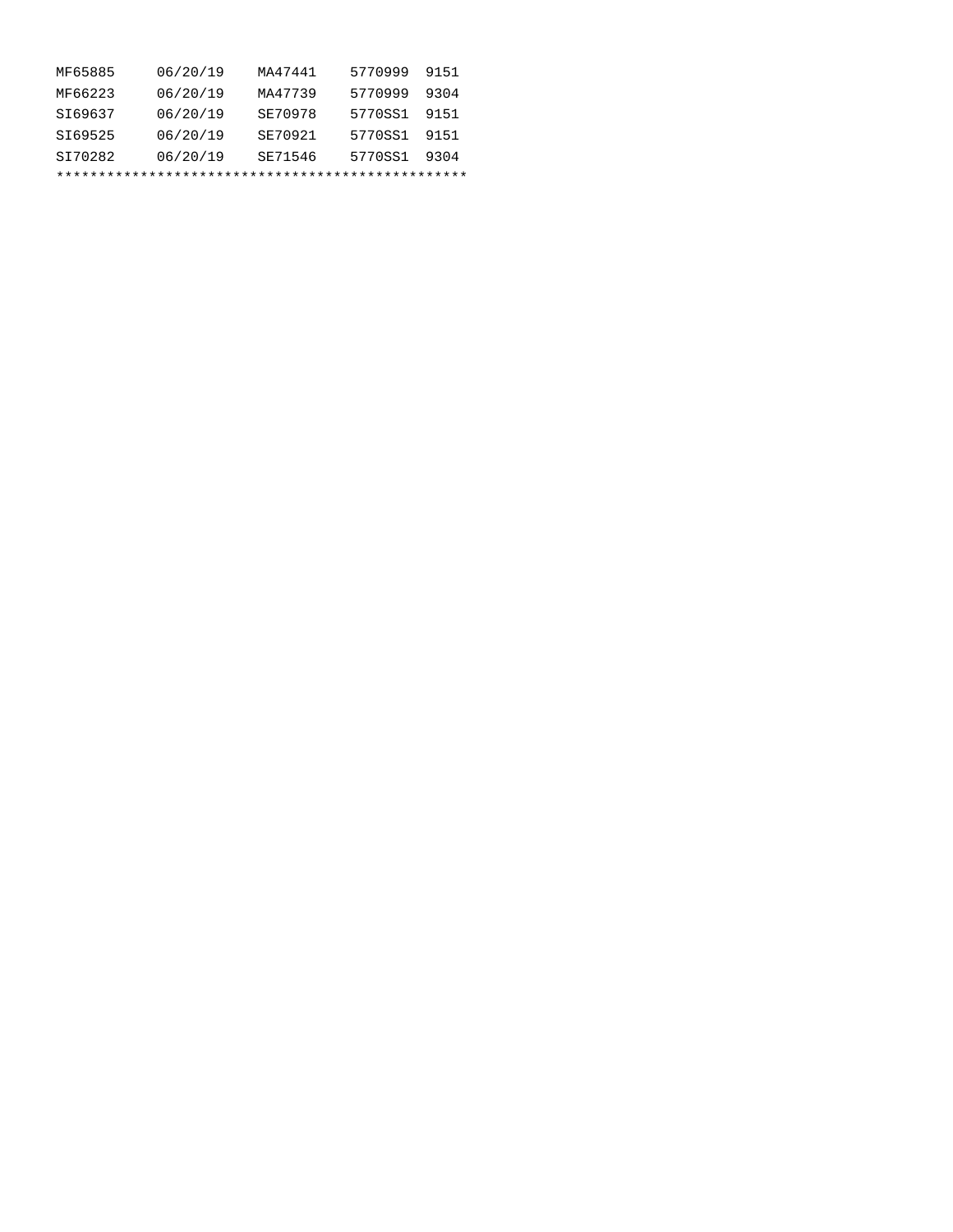| | | | | |
|---|---|---|---|---|
| MF65885 | 06/20/19 | MA47441 | 5770999 | 9151 |
| MF66223 | 06/20/19 | MA47739 | 5770999 | 9304 |
| SI69637 | 06/20/19 | SE70978 | 5770SS1 | 9151 |
| SI69525 | 06/20/19 | SE70921 | 5770SS1 | 9151 |
| SI70282 | 06/20/19 | SE71546 | 5770SS1 | 9304 |

*************************************************